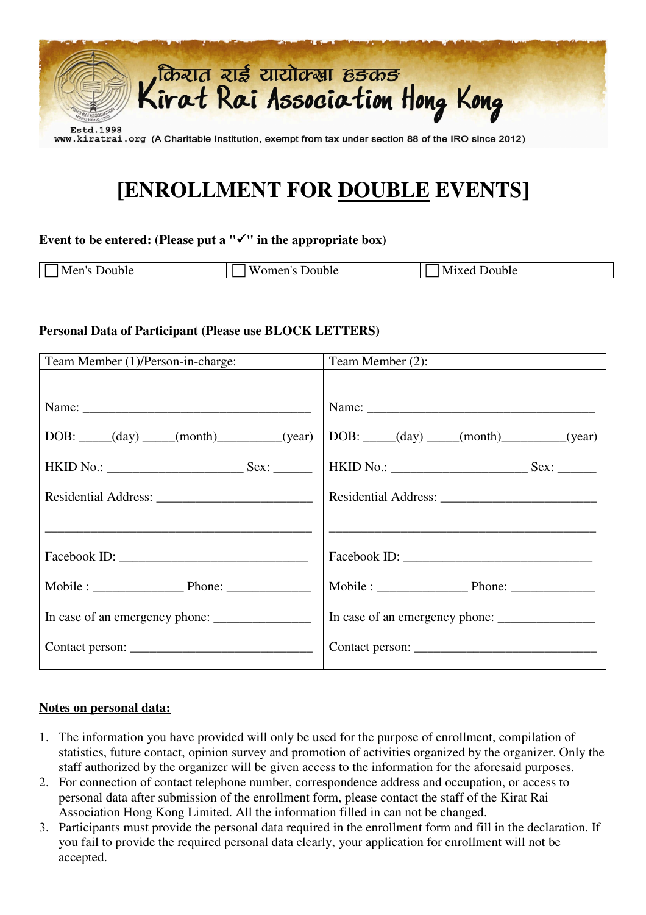किरात राई यायोक्खा हङकङ

Kirat Rai Association Hong Kong

Estd.1998

www.kiratrai.org (A Charitable Institution, exempt from tax under section 88 of the IRO since 2012)

# [ENROLLMENT FOR DOUBLE EVENTS]

**Event to be entered: (Please put a "✓" in the appropriate box)**

| ☐ Men's Double | ☐ Women's Double | ☐ Mixed Double |
|---|---|---|

**Personal Data of Participant (Please use BLOCK LETTERS)**

| Team Member (1)/Person-in-charge: | Team Member (2): |
|---|---|
| Name: ___________________________________ | Name: ___________________________________ |
| DOB: _____(day) _____(month)_________(year) | DOB: _____(day) _____(month)_________(year) |
| HKID No.: ____________________ Sex: ______ | HKID No.: ____________________ Sex: ______ |
| Residential Address: ______________________ | Residential Address: ______________________ |
| ________________________________________ | ________________________________________ |
| Facebook ID: ___________________________ | Facebook ID: ___________________________ |
| Mobile : _____________ Phone: ____________ | Mobile : _____________ Phone: ____________ |
| In case of an emergency phone: ______________ | In case of an emergency phone: ______________ |
| Contact person: __________________________ | Contact person: __________________________ |

**Notes on personal data:**

1. The information you have provided will only be used for the purpose of enrollment, compilation of statistics, future contact, opinion survey and promotion of activities organized by the organizer. Only the staff authorized by the organizer will be given access to the information for the aforesaid purposes.
2. For connection of contact telephone number, correspondence address and occupation, or access to personal data after submission of the enrollment form, please contact the staff of the Kirat Rai Association Hong Kong Limited. All the information filled in can not be changed.
3. Participants must provide the personal data required in the enrollment form and fill in the declaration. If you fail to provide the required personal data clearly, your application for enrollment will not be accepted.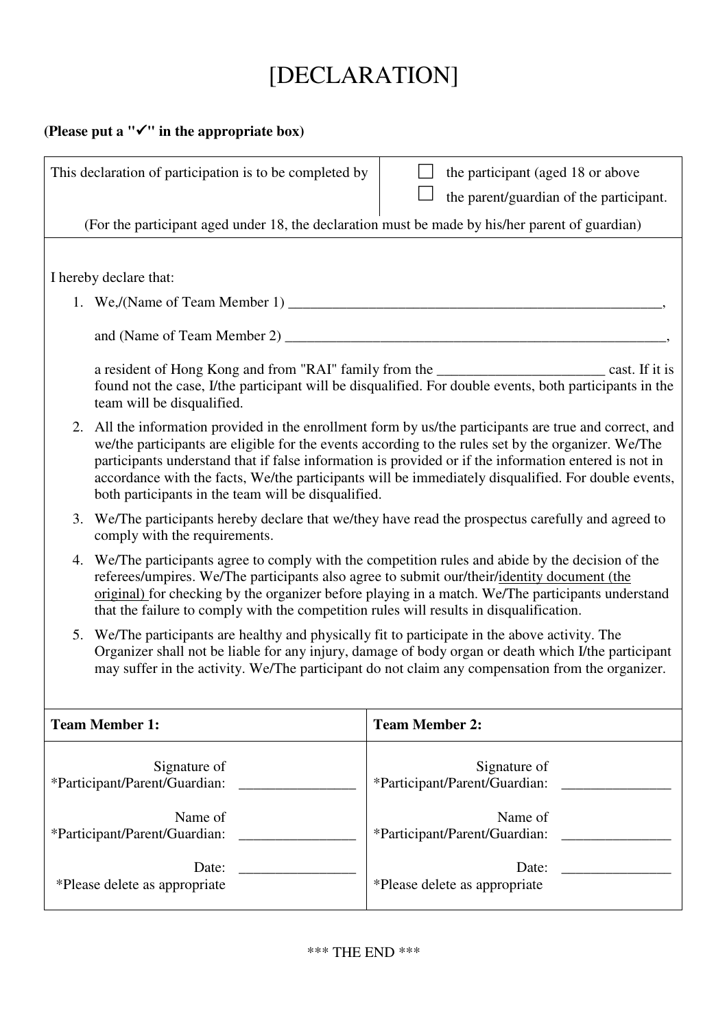# [DECLARATION]

**(Please put a "✔" in the appropriate box)**

| This declaration of participation is to be completed by | ☐ the participant (aged 18 or above<br>☐ the parent/guardian of the participant. |
|---|---|

(For the participant aged under 18, the declaration must be made by his/her parent of guardian)

I hereby declare that:

1. We,/(Name of Team Member 1) ______________________________________________________,

   and (Name of Team Member 2) ______________________________________________________,

   a resident of Hong Kong and from "RAI" family from the _______________________ cast. If it is found not the case, I/the participant will be disqualified. For double events, both participants in the team will be disqualified.

2. All the information provided in the enrollment form by us/the participants are true and correct, and we/the participants are eligible for the events according to the rules set by the organizer. We/The participants understand that if false information is provided or if the information entered is not in accordance with the facts, We/the participants will be immediately disqualified. For double events, both participants in the team will be disqualified.

3. We/The participants hereby declare that we/they have read the prospectus carefully and agreed to comply with the requirements.

4. We/The participants agree to comply with the competition rules and abide by the decision of the referees/umpires. We/The participants also agree to submit our/their/identity document (the original) for checking by the organizer before playing in a match. We/The participants understand that the failure to comply with the competition rules will results in disqualification.

5. We/The participants are healthy and physically fit to participate in the above activity. The Organizer shall not be liable for any injury, damage of body organ or death which I/the participant may suffer in the activity. We/The participant do not claim any compensation from the organizer.

| **Team Member 1:** | **Team Member 2:** |
|---|---|
| Signature of *Participant/Parent/Guardian: _______________ | Signature of *Participant/Parent/Guardian: _______________ |
| Name of *Participant/Parent/Guardian: _______________ | Name of *Participant/Parent/Guardian: _______________ |
| Date: _______________ | Date: _______________ |
| *Please delete as appropriate | *Please delete as appropriate |

*** THE END ***